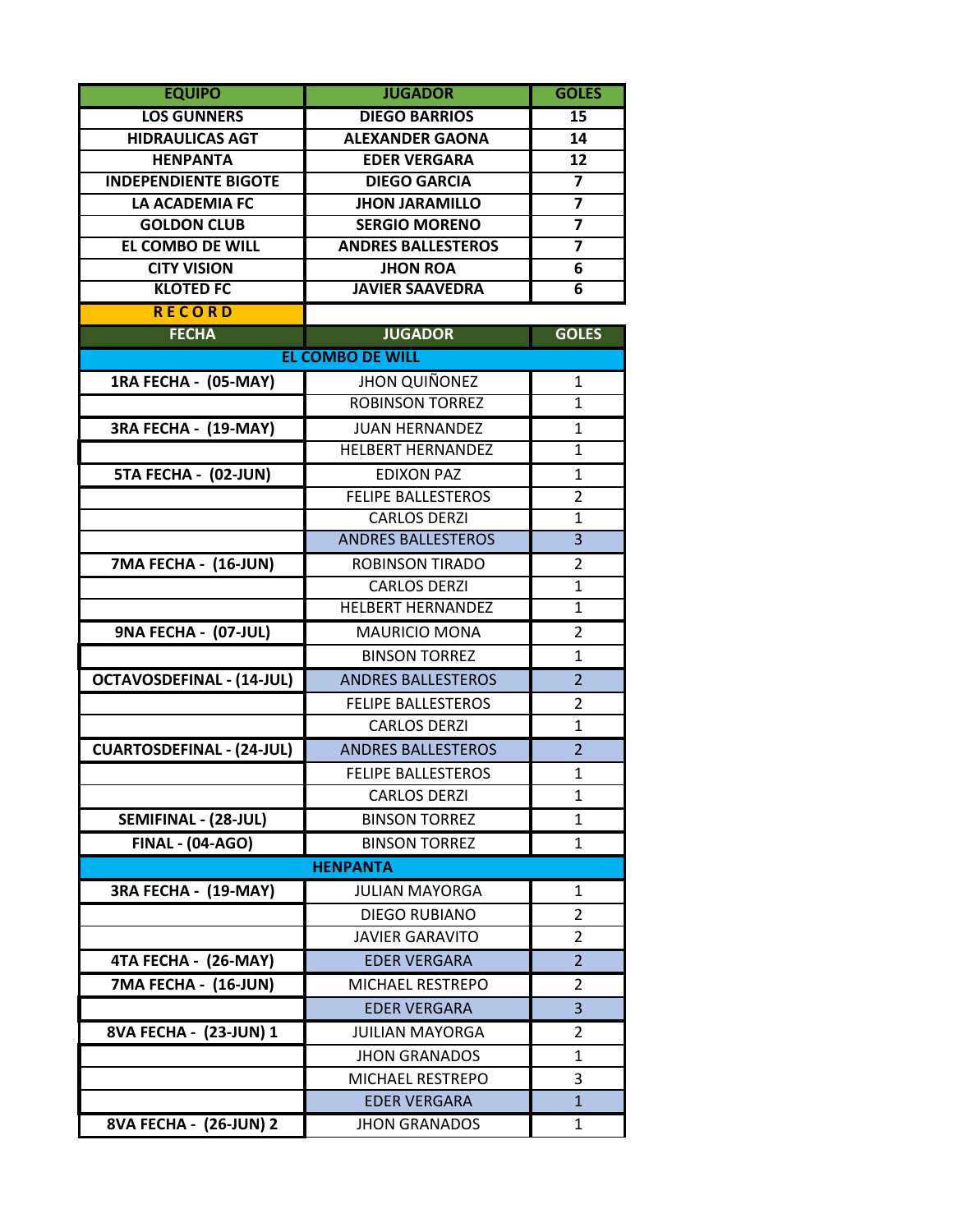| EQUIPO | JUGADOR | GOLES |
|---|---|---|
| LOS GUNNERS | DIEGO BARRIOS | 15 |
| HIDRAULICAS AGT | ALEXANDER GAONA | 14 |
| HENPANTA | EDER VERGARA | 12 |
| INDEPENDIENTE BIGOTE | DIEGO GARCIA | 7 |
| LA ACADEMIA FC | JHON JARAMILLO | 7 |
| GOLDON CLUB | SERGIO MORENO | 7 |
| EL COMBO DE WILL | ANDRES BALLESTEROS | 7 |
| CITY VISION | JHON ROA | 6 |
| KLOTED FC | JAVIER SAAVEDRA | 6 |

**R E C O R D**

| FECHA | JUGADOR | GOLES |
|---|---|---|
| **EL COMBO DE WILL** | | |
| 1RA FECHA - (05-MAY) | JHON QUIÑONEZ | 1 |
| | ROBINSON TORREZ | 1 |
| 3RA FECHA - (19-MAY) | JUAN HERNANDEZ | 1 |
| | HELBERT HERNANDEZ | 1 |
| 5TA FECHA - (02-JUN) | EDIXON PAZ | 1 |
| | FELIPE BALLESTEROS | 2 |
| | CARLOS DERZI | 1 |
| | ANDRES BALLESTEROS | 3 |
| 7MA FECHA - (16-JUN) | ROBINSON TIRADO | 2 |
| | CARLOS DERZI | 1 |
| | HELBERT HERNANDEZ | 1 |
| 9NA FECHA - (07-JUL) | MAURICIO MONA | 2 |
| | BINSON TORREZ | 1 |
| OCTAVOSDEFINAL - (14-JUL) | ANDRES BALLESTEROS | 2 |
| | FELIPE BALLESTEROS | 2 |
| | CARLOS DERZI | 1 |
| CUARTOSDEFINAL - (24-JUL) | ANDRES BALLESTEROS | 2 |
| | FELIPE BALLESTEROS | 1 |
| | CARLOS DERZI | 1 |
| SEMIFINAL - (28-JUL) | BINSON TORREZ | 1 |
| FINAL - (04-AGO) | BINSON TORREZ | 1 |
| **HENPANTA** | | |
| 3RA FECHA - (19-MAY) | JULIAN MAYORGA | 1 |
| | DIEGO RUBIANO | 2 |
| | JAVIER GARAVITO | 2 |
| 4TA FECHA - (26-MAY) | EDER VERGARA | 2 |
| 7MA FECHA - (16-JUN) | MICHAEL RESTREPO | 2 |
| | EDER VERGARA | 3 |
| 8VA FECHA - (23-JUN) 1 | JUILIAN MAYORGA | 2 |
| | JHON GRANADOS | 1 |
| | MICHAEL RESTREPO | 3 |
| | EDER VERGARA | 1 |
| 8VA FECHA - (26-JUN) 2 | JHON GRANADOS | 1 |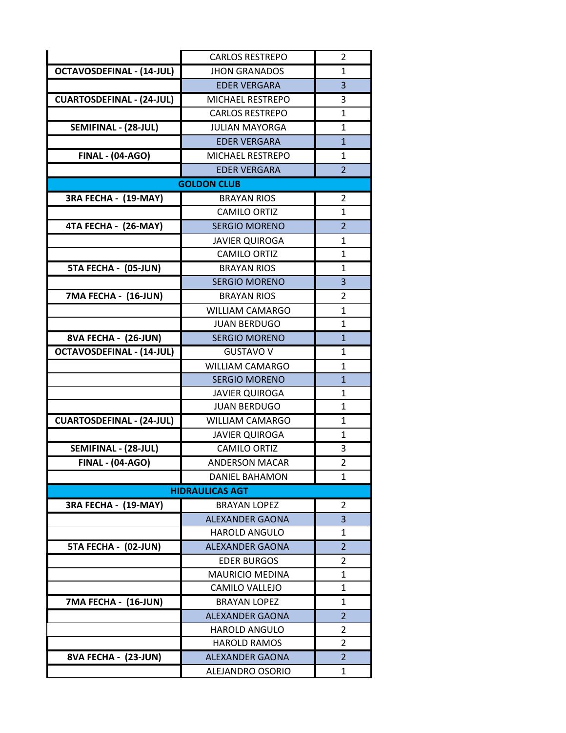| | | |
|---|---|---|
| | CARLOS RESTREPO | 2 |
| OCTAVOSDEFINAL - (14-JUL) | JHON GRANADOS | 1 |
| | EDER VERGARA | 3 |
| CUARTOSDEFINAL - (24-JUL) | MICHAEL RESTREPO | 3 |
| | CARLOS RESTREPO | 1 |
| SEMIFINAL - (28-JUL) | JULIAN MAYORGA | 1 |
| | EDER VERGARA | 1 |
| FINAL - (04-AGO) | MICHAEL RESTREPO | 1 |
| | EDER VERGARA | 2 |
| **GOLDON CLUB** | | |
| 3RA FECHA - (19-MAY) | BRAYAN RIOS | 2 |
| | CAMILO ORTIZ | 1 |
| 4TA FECHA - (26-MAY) | SERGIO MORENO | 2 |
| | JAVIER QUIROGA | 1 |
| | CAMILO ORTIZ | 1 |
| 5TA FECHA - (05-JUN) | BRAYAN RIOS | 1 |
| | SERGIO MORENO | 3 |
| 7MA FECHA - (16-JUN) | BRAYAN RIOS | 2 |
| | WILLIAM CAMARGO | 1 |
| | JUAN BERDUGO | 1 |
| 8VA FECHA - (26-JUN) | SERGIO MORENO | 1 |
| OCTAVOSDEFINAL - (14-JUL) | GUSTAVO V | 1 |
| | WILLIAM CAMARGO | 1 |
| | SERGIO MORENO | 1 |
| | JAVIER QUIROGA | 1 |
| | JUAN BERDUGO | 1 |
| CUARTOSDEFINAL - (24-JUL) | WILLIAM CAMARGO | 1 |
| | JAVIER QUIROGA | 1 |
| SEMIFINAL - (28-JUL) | CAMILO ORTIZ | 3 |
| FINAL - (04-AGO) | ANDERSON MACAR | 2 |
| | DANIEL BAHAMON | 1 |
| **HIDRAULICAS AGT** | | |
| 3RA FECHA - (19-MAY) | BRAYAN LOPEZ | 2 |
| | ALEXANDER GAONA | 3 |
| | HAROLD ANGULO | 1 |
| 5TA FECHA - (02-JUN) | ALEXANDER GAONA | 2 |
| | EDER BURGOS | 2 |
| | MAURICIO MEDINA | 1 |
| | CAMILO VALLEJO | 1 |
| 7MA FECHA - (16-JUN) | BRAYAN LOPEZ | 1 |
| | ALEXANDER GAONA | 2 |
| | HAROLD ANGULO | 2 |
| | HAROLD RAMOS | 2 |
| 8VA FECHA - (23-JUN) | ALEXANDER GAONA | 2 |
| | ALEJANDRO OSORIO | 1 |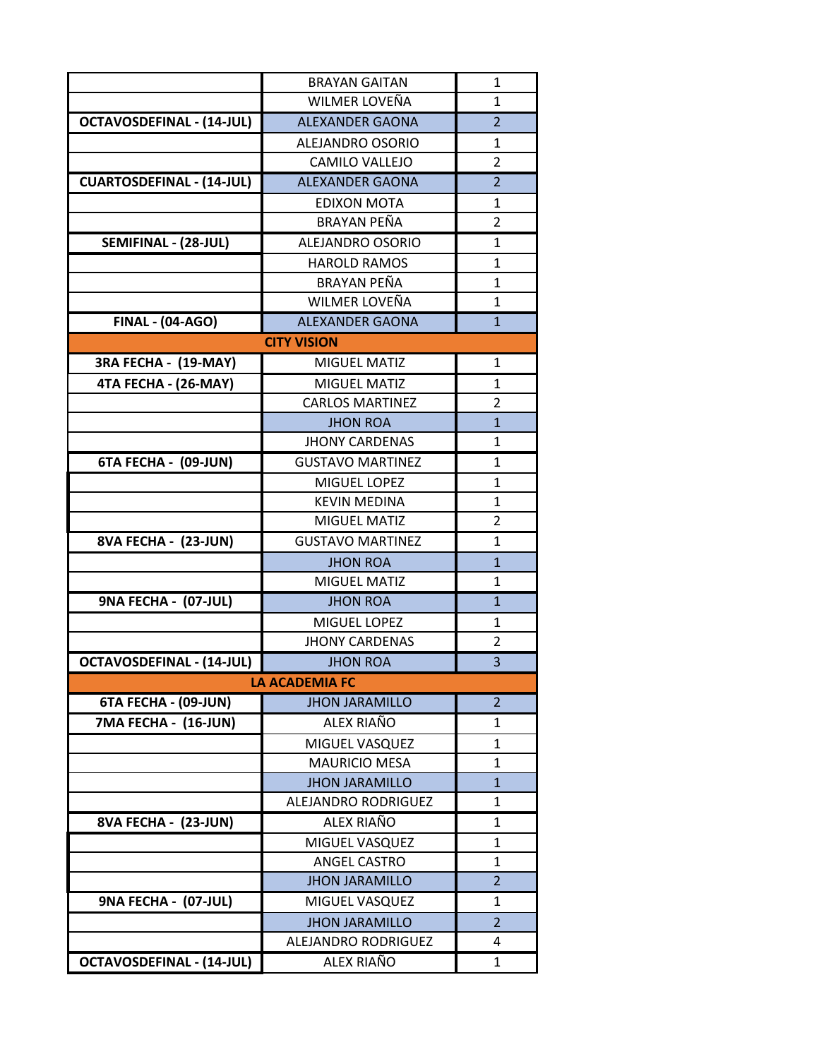| | | |
|---|---|---|
| | BRAYAN GAITAN | 1 |
| | WILMER LOVEÑA | 1 |
| **OCTAVOSDEFINAL - (14-JUL)** | ALEXANDER GAONA | 2 |
| | ALEJANDRO OSORIO | 1 |
| | CAMILO VALLEJO | 2 |
| **CUARTOSDEFINAL - (14-JUL)** | ALEXANDER GAONA | 2 |
| | EDIXON MOTA | 1 |
| | BRAYAN PEÑA | 2 |
| **SEMIFINAL - (28-JUL)** | ALEJANDRO OSORIO | 1 |
| | HAROLD RAMOS | 1 |
| | BRAYAN PEÑA | 1 |
| | WILMER LOVEÑA | 1 |
| **FINAL - (04-AGO)** | ALEXANDER GAONA | 1 |
| **CITY VISION** | | |
| **3RA FECHA - (19-MAY)** | MIGUEL MATIZ | 1 |
| **4TA FECHA - (26-MAY)** | MIGUEL MATIZ | 1 |
| | CARLOS MARTINEZ | 2 |
| | JHON ROA | 1 |
| | JHONY CARDENAS | 1 |
| **6TA FECHA - (09-JUN)** | GUSTAVO MARTINEZ | 1 |
| | MIGUEL LOPEZ | 1 |
| | KEVIN MEDINA | 1 |
| | MIGUEL MATIZ | 2 |
| **8VA FECHA - (23-JUN)** | GUSTAVO MARTINEZ | 1 |
| | JHON ROA | 1 |
| | MIGUEL MATIZ | 1 |
| **9NA FECHA - (07-JUL)** | JHON ROA | 1 |
| | MIGUEL LOPEZ | 1 |
| | JHONY CARDENAS | 2 |
| **OCTAVOSDEFINAL - (14-JUL)** | JHON ROA | 3 |
| **LA ACADEMIA FC** | | |
| **6TA FECHA - (09-JUN)** | JHON JARAMILLO | 2 |
| **7MA FECHA - (16-JUN)** | ALEX RIAÑO | 1 |
| | MIGUEL VASQUEZ | 1 |
| | MAURICIO MESA | 1 |
| | JHON JARAMILLO | 1 |
| | ALEJANDRO RODRIGUEZ | 1 |
| **8VA FECHA - (23-JUN)** | ALEX RIAÑO | 1 |
| | MIGUEL VASQUEZ | 1 |
| | ANGEL CASTRO | 1 |
| | JHON JARAMILLO | 2 |
| **9NA FECHA - (07-JUL)** | MIGUEL VASQUEZ | 1 |
| | JHON JARAMILLO | 2 |
| | ALEJANDRO RODRIGUEZ | 4 |
| **OCTAVOSDEFINAL - (14-JUL)** | ALEX RIAÑO | 1 |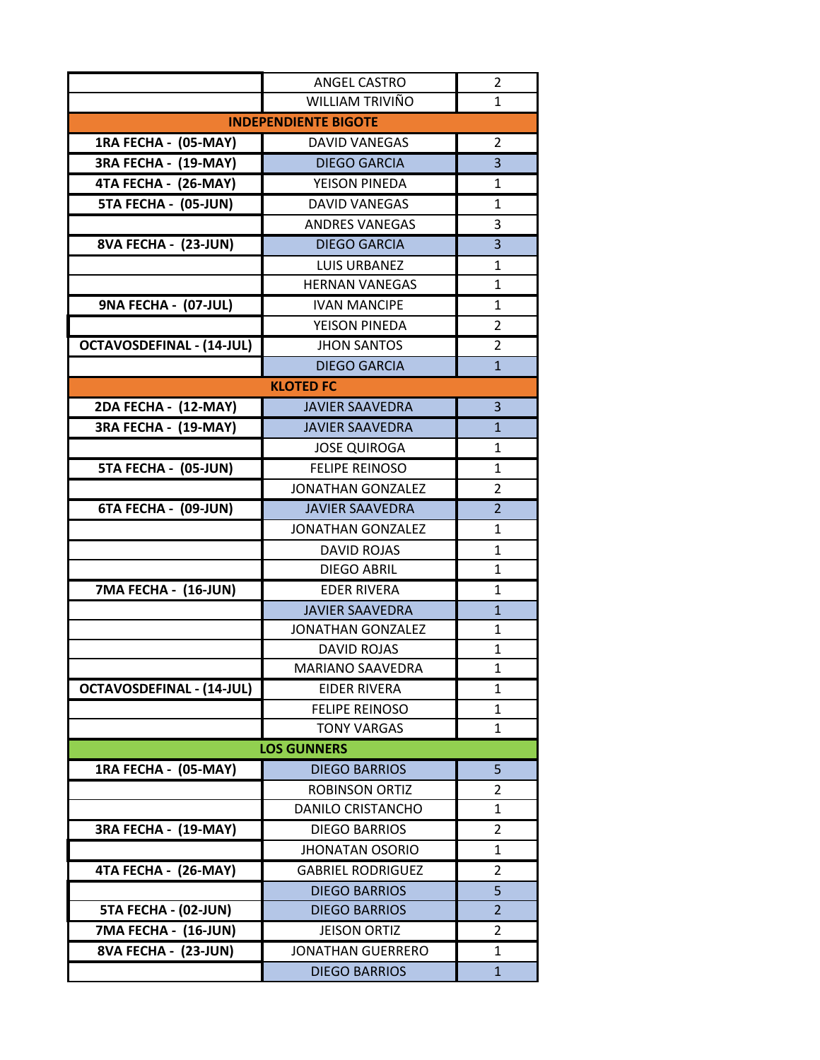| | | |
|---|---|---|
| | ANGEL CASTRO | 2 |
| | WILLIAM TRIVIÑO | 1 |
| **INDEPENDIENTE BIGOTE** | | |
| **1RA FECHA - (05-MAY)** | DAVID VANEGAS | 2 |
| **3RA FECHA - (19-MAY)** | DIEGO GARCIA | 3 |
| **4TA FECHA - (26-MAY)** | YEISON PINEDA | 1 |
| **5TA FECHA - (05-JUN)** | DAVID VANEGAS | 1 |
| | ANDRES VANEGAS | 3 |
| **8VA FECHA - (23-JUN)** | DIEGO GARCIA | 3 |
| | LUIS URBANEZ | 1 |
| | HERNAN VANEGAS | 1 |
| **9NA FECHA - (07-JUL)** | IVAN MANCIPE | 1 |
| | YEISON PINEDA | 2 |
| **OCTAVOSDEFINAL - (14-JUL)** | JHON SANTOS | 2 |
| | DIEGO GARCIA | 1 |
| **KLOTED FC** | | |
| **2DA FECHA - (12-MAY)** | JAVIER SAAVEDRA | 3 |
| **3RA FECHA - (19-MAY)** | JAVIER SAAVEDRA | 1 |
| | JOSE QUIROGA | 1 |
| **5TA FECHA - (05-JUN)** | FELIPE REINOSO | 1 |
| | JONATHAN GONZALEZ | 2 |
| **6TA FECHA - (09-JUN)** | JAVIER SAAVEDRA | 2 |
| | JONATHAN GONZALEZ | 1 |
| | DAVID ROJAS | 1 |
| | DIEGO ABRIL | 1 |
| **7MA FECHA - (16-JUN)** | EDER RIVERA | 1 |
| | JAVIER SAAVEDRA | 1 |
| | JONATHAN GONZALEZ | 1 |
| | DAVID ROJAS | 1 |
| | MARIANO SAAVEDRA | 1 |
| **OCTAVOSDEFINAL - (14-JUL)** | EIDER RIVERA | 1 |
| | FELIPE REINOSO | 1 |
| | TONY VARGAS | 1 |
| **LOS GUNNERS** | | |
| **1RA FECHA - (05-MAY)** | DIEGO BARRIOS | 5 |
| | ROBINSON ORTIZ | 2 |
| | DANILO CRISTANCHO | 1 |
| **3RA FECHA - (19-MAY)** | DIEGO BARRIOS | 2 |
| | JHONATAN OSORIO | 1 |
| **4TA FECHA - (26-MAY)** | GABRIEL RODRIGUEZ | 2 |
| | DIEGO BARRIOS | 5 |
| **5TA FECHA - (02-JUN)** | DIEGO BARRIOS | 2 |
| **7MA FECHA - (16-JUN)** | JEISON ORTIZ | 2 |
| **8VA FECHA - (23-JUN)** | JONATHAN GUERRERO | 1 |
| | DIEGO BARRIOS | 1 |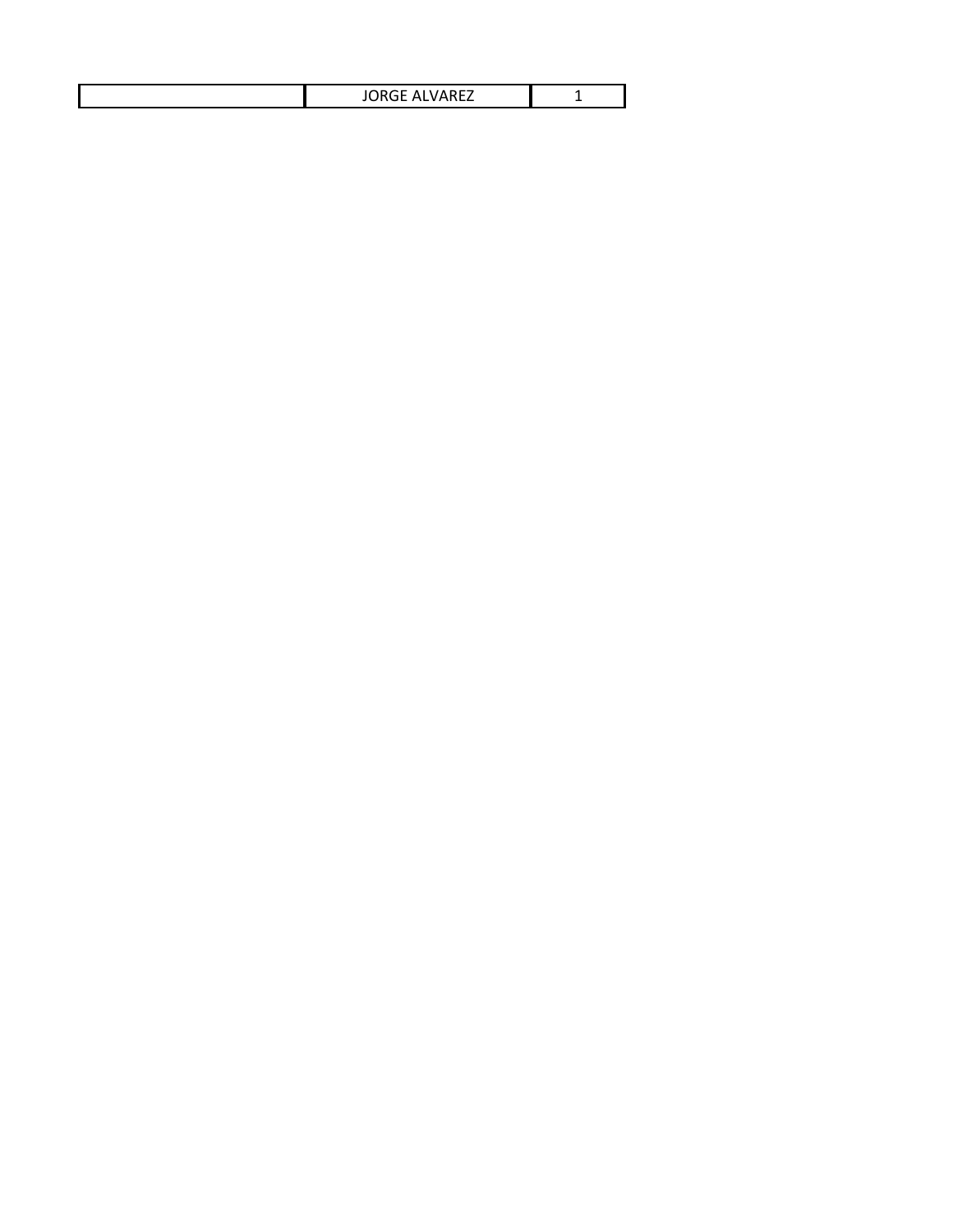| | | |
|---|---|---|
| | JORGE ALVAREZ | 1 |